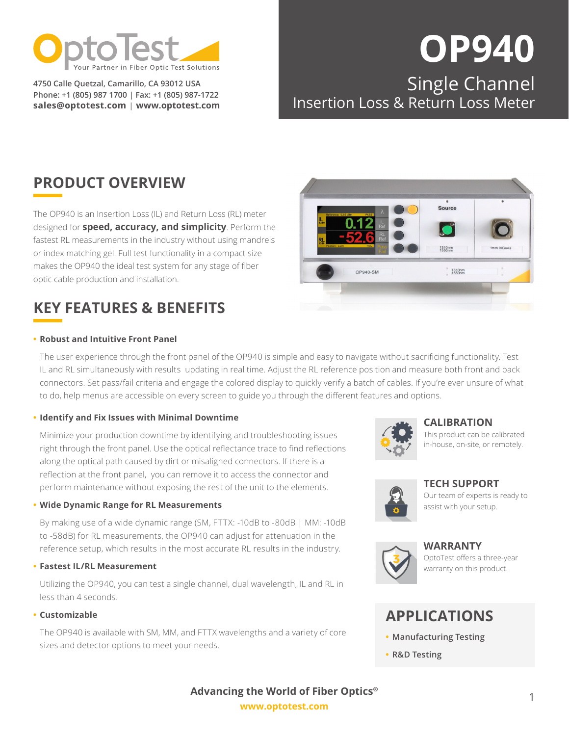OptoTest
Your Partner in Fiber Optic Test Solutions

4750 Calle Quetzal, Camarillo, CA 93012 USA
Phone: +1 (805) 987 1700 | Fax: +1 (805) 987-1722
**sales@optotest.com** | **www.optotest.com**

# OP940

## Single Channel Insertion Loss & Return Loss Meter

## PRODUCT OVERVIEW

The OP940 is an Insertion Loss (IL) and Return Loss (RL) meter designed for **speed, accuracy, and simplicity**. Perform the fastest RL measurements in the industry without using mandrels or index matching gel. Full test functionality in a compact size makes the OP940 the ideal test system for any stage of fiber optic cable production and installation.

## KEY FEATURES & BENEFITS

- **Robust and Intuitive Front Panel**

  The user experience through the front panel of the OP940 is simple and easy to navigate without sacrificing functionality. Test IL and RL simultaneously with results updating in real time. Adjust the RL reference position and measure both front and back connectors. Set pass/fail criteria and engage the colored display to quickly verify a batch of cables. If you're ever unsure of what to do, help menus are accessible on every screen to guide you through the different features and options.

- **Identify and Fix Issues with Minimal Downtime**

  Minimize your production downtime by identifying and troubleshooting issues right through the front panel. Use the optical reflectance trace to find reflections along the optical path caused by dirt or misaligned connectors. If there is a reflection at the front panel, you can remove it to access the connector and perform maintenance without exposing the rest of the unit to the elements.

- **Wide Dynamic Range for RL Measurements**

  By making use of a wide dynamic range (SM, FTTX: -10dB to -80dB | MM: -10dB to -58dB) for RL measurements, the OP940 can adjust for attenuation in the reference setup, which results in the most accurate RL results in the industry.

- **Fastest IL/RL Measurement**

  Utilizing the OP940, you can test a single channel, dual wavelength, IL and RL in less than 4 seconds.

- **Customizable**

  The OP940 is available with SM, MM, and FTTX wavelengths and a variety of core sizes and detector options to meet your needs.

### CALIBRATION

This product can be calibrated in-house, on-site, or remotely.

### TECH SUPPORT

Our team of experts is ready to assist with your setup.

### WARRANTY

OptoTest offers a three-year warranty on this product.

## APPLICATIONS

- Manufacturing Testing
- R&D Testing

**Advancing the World of Fiber Optics®**
**www.optotest.com**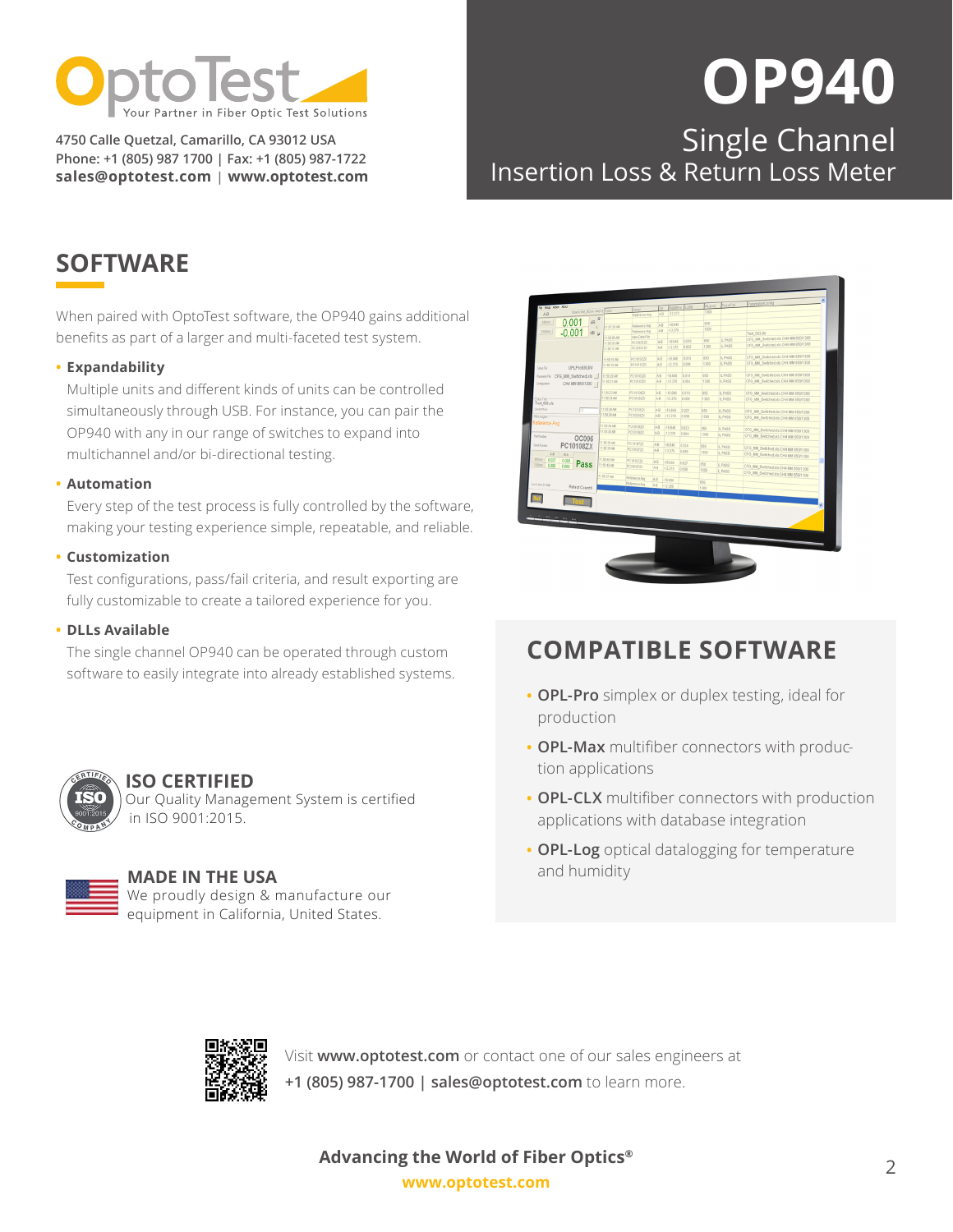OptoTest
Your Partner in Fiber Optic Test Solutions

4750 Calle Quetzal, Camarillo, CA 93012 USA
Phone: +1 (805) 987 1700 | Fax: +1 (805) 987-1722
**sales@optotest.com** | **www.optotest.com**

# OP940

## Single Channel Insertion Loss & Return Loss Meter

## SOFTWARE

When paired with OptoTest software, the OP940 gains additional benefits as part of a larger and multi-faceted test system.

- **Expandability**
  Multiple units and different kinds of units can be controlled simultaneously through USB. For instance, you can pair the OP940 with any in our range of switches to expand into multichannel and/or bi-directional testing.
- **Automation**
  Every step of the test process is fully controlled by the software, making your testing experience simple, repeatable, and reliable.
- **Customization**
  Test configurations, pass/fail criteria, and result exporting are fully customizable to create a tailored experience for you.
- **DLLs Available**
  The single channel OP940 can be operated through custom software to easily integrate into already established systems.

## COMPATIBLE SOFTWARE

- **OPL-Pro** simplex or duplex testing, ideal for production
- **OPL-Max** multifiber connectors with production applications
- **OPL-CLX** multifiber connectors with production applications with database integration
- **OPL-Log** optical datalogging for temperature and humidity

### ISO CERTIFIED

Our Quality Management System is certified in ISO 9001:2015.

### MADE IN THE USA

We proudly design & manufacture our equipment in California, United States.

Visit **www.optotest.com** or contact one of our sales engineers at **+1 (805) 987-1700** | **sales@optotest.com** to learn more.

**Advancing the World of Fiber Optics®**
**www.optotest.com**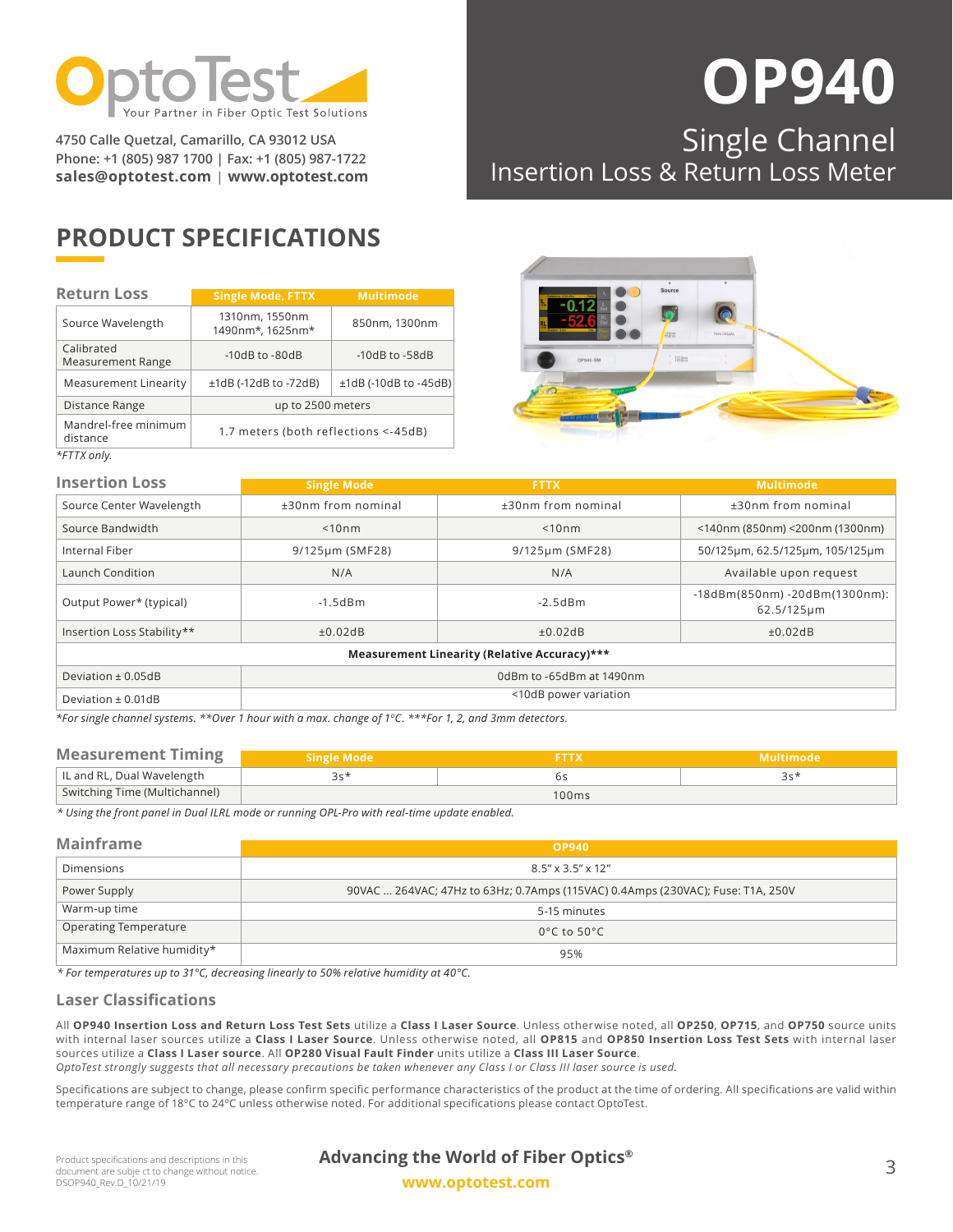OptoTest — Your Partner in Fiber Optic Test Solutions

4750 Calle Quetzal, Camarillo, CA 93012 USA
Phone: +1 (805) 987 1700 | Fax: +1 (805) 987-1722
**sales@optotest.com** | **www.optotest.com**

# OP940

## Single Channel
## Insertion Loss & Return Loss Meter

## PRODUCT SPECIFICATIONS

### Return Loss

| Return Loss | Single Mode, FTTX | Multimode |
|---|---|---|
| Source Wavelength | 1310nm, 1550nm 1490nm*, 1625nm* | 850nm, 1300nm |
| Calibrated Measurement Range | -10dB to -80dB | -10dB to -58dB |
| Measurement Linearity | ±1dB (-12dB to -72dB) | ±1dB (-10dB to -45dB) |
| Distance Range | up to 2500 meters | |
| Mandrel-free minimum distance | 1.7 meters (both reflections <-45dB) | |

*FTTX only.*

### Insertion Loss

| Insertion Loss | Single Mode | FTTX | Multimode |
|---|---|---|---|
| Source Center Wavelength | ±30nm from nominal | ±30nm from nominal | ±30nm from nominal |
| Source Bandwidth | <10nm | <10nm | <140nm (850nm) <200nm (1300nm) |
| Internal Fiber | 9/125µm (SMF28) | 9/125µm (SMF28) | 50/125µm, 62.5/125µm, 105/125µm |
| Launch Condition | N/A | N/A | Available upon request |
| Output Power* (typical) | -1.5dBm | -2.5dBm | -18dBm(850nm) -20dBm(1300nm): 62.5/125µm |
| Insertion Loss Stability** | ±0.02dB | ±0.02dB | ±0.02dB |
| **Measurement Linearity (Relative Accuracy)*** ** | | | |
| Deviation ± 0.05dB | 0dBm to -65dBm at 1490nm | | |
| Deviation ± 0.01dB | <10dB power variation | | |

*\*For single channel systems. \*\*Over 1 hour with a max. change of 1°C. \*\*\*For 1, 2, and 3mm detectors.*

### Measurement Timing

| Measurement Timing | Single Mode | FTTX | Multimode |
|---|---|---|---|
| IL and RL, Dual Wavelength | 3s* | 6s | 3s* |
| Switching Time (Multichannel) | 100ms | | |

*\* Using the front panel in Dual ILRL mode or running OPL-Pro with real-time update enabled.*

### Mainframe

| Mainframe | OP940 |
|---|---|
| Dimensions | 8.5" x 3.5" x 12" |
| Power Supply | 90VAC ... 264VAC; 47Hz to 63Hz; 0.7Amps (115VAC) 0.4Amps (230VAC); Fuse: T1A, 250V |
| Warm-up time | 5-15 minutes |
| Operating Temperature | 0°C to 50°C |
| Maximum Relative humidity* | 95% |

*\* For temperatures up to 31°C, decreasing linearly to 50% relative humidity at 40°C.*

### Laser Classifications

All **OP940 Insertion Loss and Return Loss Test Sets** utilize a **Class I Laser Source**. Unless otherwise noted, all **OP250**, **OP715**, and **OP750** source units with internal laser sources utilize a **Class I Laser Source**. Unless otherwise noted, all **OP815** and **OP850 Insertion Loss Test Sets** with internal laser sources utilize a **Class I Laser source**. All **OP280 Visual Fault Finder** units utilize a **Class III Laser Source**.
*OptoTest strongly suggests that all necessary precautions be taken whenever any Class I or Class III laser source is used.*

Specifications are subject to change, please confirm specific performance characteristics of the product at the time of ordering. All specifications are valid within temperature range of 18°C to 24°C unless otherwise noted. For additional specifications please contact OptoTest.

Product specifications and descriptions in this document are subje ct to change without notice.
DSOP940_Rev.D_10/21/19

**Advancing the World of Fiber Optics®**
**www.optotest.com**